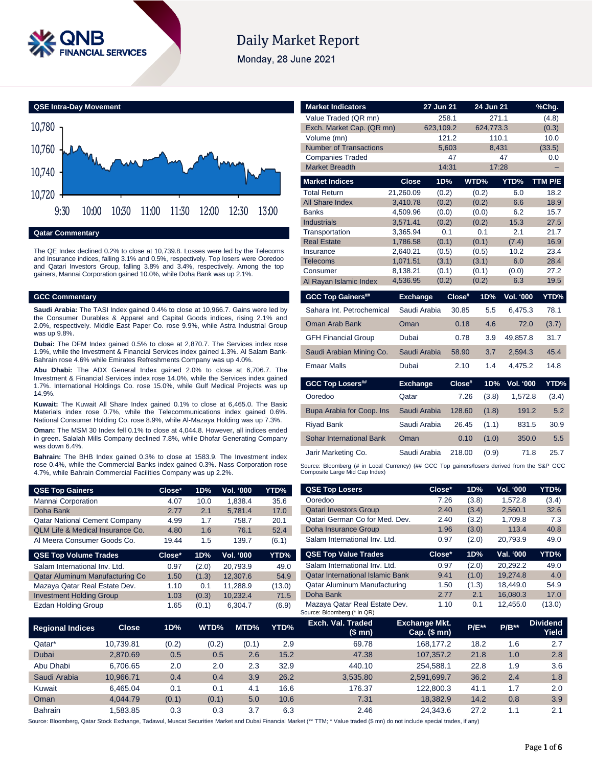# Daily Market Report

Monday, 28 June 2021

## QSE Intra-Day Movement

## Qatar Commentary

The QE Index declined 0.2% to close at 10,739.8. Losses were led by the Telecoms and Insurance indices, falling 3.1% and 0.5%, respectively. Top losers were Ooredoo and Qatari Investors Group, falling 3.8% and 3.4%, respectively. Among the top gainers, Mannai Corporation gained 10.0%, while Doha Bank was up 2.1%.

## GCC Commentary

**Saudi Arabia:** The TASI Index gained 0.4% to close at 10,966.7. Gains were led by the Consumer Durables & Apparel and Capital Goods indices, rising 2.1% and 2.0%, respectively. Middle East Paper Co. rose 9.9%, while Astra Industrial Group was up 9.8%.

**Dubai:** The DFM Index gained 0.5% to close at 2,870.7. The Services index rose 1.9%, while the Investment & Financial Services index gained 1.3%. Al Salam Bank-Bahrain rose 4.6% while Emirates Refreshments Company was up 4.0%.

**Abu Dhabi:** The ADX General Index gained 2.0% to close at 6,706.7. The Investment & Financial Services index rose 14.0%, while the Services index gained 1.7%. International Holdings Co. rose 15.0%, while Gulf Medical Projects was up 14.9%.

**Kuwait:** The Kuwait All Share Index gained 0.1% to close at 6,465.0. The Basic Materials index rose 0.7%, while the Telecommunications index gained 0.6%. National Consumer Holding Co. rose 8.9%, while Al-Mazaya Holding was up 7.3%.

**Oman:** The MSM 30 Index fell 0.1% to close at 4,044.8. However, all indices ended in green. Salalah Mills Company declined 7.8%, while Dhofar Generating Company was down 6.4%.

**Bahrain:** The BHB Index gained 0.3% to close at 1583.9. The Investment index rose 0.4%, while the Commercial Banks index gained 0.3%. Nass Corporation rose 4.7%, while Bahrain Commercial Facilities Company was up 2.2%.

| Market Indicators | 27 Jun 21 | 24 Jun 21 | %Chg. |
|---|---|---|---|
| Value Traded (QR mn) | 258.1 | 271.1 | (4.8) |
| Exch. Market Cap. (QR mn) | 623,109.2 | 624,773.3 | (0.3) |
| Volume (mn) | 121.2 | 110.1 | 10.0 |
| Number of Transactions | 5,603 | 8,431 | (33.5) |
| Companies Traded | 47 | 47 | 0.0 |
| Market Breadth | 14:31 | 17:28 | – |

| Market Indices | Close | 1D% | WTD% | YTD% | TTM P/E |
|---|---|---|---|---|---|
| Total Return | 21,260.09 | (0.2) | (0.2) | 6.0 | 18.2 |
| All Share Index | 3,410.78 | (0.2) | (0.2) | 6.6 | 18.9 |
| Banks | 4,509.96 | (0.0) | (0.0) | 6.2 | 15.7 |
| Industrials | 3,571.41 | (0.2) | (0.2) | 15.3 | 27.5 |
| Transportation | 3,365.94 | 0.1 | 0.1 | 2.1 | 21.7 |
| Real Estate | 1,786.58 | (0.1) | (0.1) | (7.4) | 16.9 |
| Insurance | 2,640.21 | (0.5) | (0.5) | 10.2 | 23.4 |
| Telecoms | 1,071.51 | (3.1) | (3.1) | 6.0 | 28.4 |
| Consumer | 8,138.21 | (0.1) | (0.1) | (0.0) | 27.2 |
| Al Rayan Islamic Index | 4,536.95 | (0.2) | (0.2) | 6.3 | 19.5 |

| GCC Top Gainers## | Exchange | Close# | 1D% | Vol. '000 | YTD% |
|---|---|---|---|---|---|
| Sahara Int. Petrochemical | Saudi Arabia | 30.85 | 5.5 | 6,475.3 | 78.1 |
| Oman Arab Bank | Oman | 0.18 | 4.6 | 72.0 | (3.7) |
| GFH Financial Group | Dubai | 0.78 | 3.9 | 49,857.8 | 31.7 |
| Saudi Arabian Mining Co. | Saudi Arabia | 58.90 | 3.7 | 2,594.3 | 45.4 |
| Emaar Malls | Dubai | 2.10 | 1.4 | 4,475.2 | 14.8 |

| GCC Top Losers## | Exchange | Close# | 1D% | Vol. '000 | YTD% |
|---|---|---|---|---|---|
| Ooredoo | Qatar | 7.26 | (3.8) | 1,572.8 | (3.4) |
| Bupa Arabia for Coop. Ins | Saudi Arabia | 128.60 | (1.8) | 191.2 | 5.2 |
| Riyad Bank | Saudi Arabia | 26.45 | (1.1) | 831.5 | 30.9 |
| Sohar International Bank | Oman | 0.10 | (1.0) | 350.0 | 5.5 |
| Jarir Marketing Co. | Saudi Arabia | 218.00 | (0.9) | 71.8 | 25.7 |

Source: Bloomberg (# in Local Currency) (## GCC Top gainers/losers derived from the S&P GCC Composite Large Mid Cap Index)

| QSE Top Gainers | Close* | 1D% | Vol. '000 | YTD% |
|---|---|---|---|---|
| Mannai Corporation | 4.07 | 10.0 | 1,838.4 | 35.6 |
| Doha Bank | 2.77 | 2.1 | 5,781.4 | 17.0 |
| Qatar National Cement Company | 4.99 | 1.7 | 758.7 | 20.1 |
| QLM Life & Medical Insurance Co. | 4.80 | 1.6 | 76.1 | 52.4 |
| Al Meera Consumer Goods Co. | 19.44 | 1.5 | 139.7 | (6.1) |

| QSE Top Volume Trades | Close* | 1D% | Vol. '000 | YTD% |
|---|---|---|---|---|
| Salam International Inv. Ltd. | 0.97 | (2.0) | 20,793.9 | 49.0 |
| Qatar Aluminum Manufacturing Co | 1.50 | (1.3) | 12,307.6 | 54.9 |
| Mazaya Qatar Real Estate Dev. | 1.10 | 0.1 | 11,288.9 | (13.0) |
| Investment Holding Group | 1.03 | (0.3) | 10,232.4 | 71.5 |
| Ezdan Holding Group | 1.65 | (0.1) | 6,304.7 | (6.9) |

| QSE Top Losers | Close* | 1D% | Vol. '000 | YTD% |
|---|---|---|---|---|
| Ooredoo | 7.26 | (3.8) | 1,572.8 | (3.4) |
| Qatari Investors Group | 2.40 | (3.4) | 2,560.1 | 32.6 |
| Qatari German Co for Med. Dev. | 2.40 | (3.2) | 1,709.8 | 7.3 |
| Doha Insurance Group | 1.96 | (3.0) | 113.4 | 40.8 |
| Salam International Inv. Ltd. | 0.97 | (2.0) | 20,793.9 | 49.0 |

| QSE Top Value Trades | Close* | 1D% | Val. '000 | YTD% |
|---|---|---|---|---|
| Salam International Inv. Ltd. | 0.97 | (2.0) | 20,292.2 | 49.0 |
| Qatar International Islamic Bank | 9.41 | (1.0) | 19,274.8 | 4.0 |
| Qatar Aluminum Manufacturing | 1.50 | (1.3) | 18,449.0 | 54.9 |
| Doha Bank | 2.77 | 2.1 | 16,080.3 | 17.0 |
| Mazaya Qatar Real Estate Dev. | 1.10 | 0.1 | 12,455.0 | (13.0) |

Source: Bloomberg (* in QR)

| Regional Indices | Close | 1D% | WTD% | MTD% | YTD% | Exch. Val. Traded ($ mn) | Exchange Mkt. Cap. ($ mn) | P/E** | P/B** | Dividend Yield |
|---|---|---|---|---|---|---|---|---|---|---|
| Qatar* | 10,739.81 | (0.2) | (0.2) | (0.1) | 2.9 | 69.78 | 168,177.2 | 18.2 | 1.6 | 2.7 |
| Dubai | 2,870.69 | 0.5 | 0.5 | 2.6 | 15.2 | 47.38 | 107,357.2 | 21.8 | 1.0 | 2.8 |
| Abu Dhabi | 6,706.65 | 2.0 | 2.0 | 2.3 | 32.9 | 440.10 | 254,588.1 | 22.8 | 1.9 | 3.6 |
| Saudi Arabia | 10,966.71 | 0.4 | 0.4 | 3.9 | 26.2 | 3,535.80 | 2,591,699.7 | 36.2 | 2.4 | 1.8 |
| Kuwait | 6,465.04 | 0.1 | 0.1 | 4.1 | 16.6 | 176.37 | 122,800.3 | 41.1 | 1.7 | 2.0 |
| Oman | 4,044.79 | (0.1) | (0.1) | 5.0 | 10.6 | 7.31 | 18,382.9 | 14.2 | 0.8 | 3.9 |
| Bahrain | 1,583.85 | 0.3 | 0.3 | 3.7 | 6.3 | 2.46 | 24,343.6 | 27.2 | 1.1 | 2.1 |

Source: Bloomberg, Qatar Stock Exchange, Tadawul, Muscat Securities Market and Dubai Financial Market (** TTM; * Value traded ($ mn) do not include special trades, if any)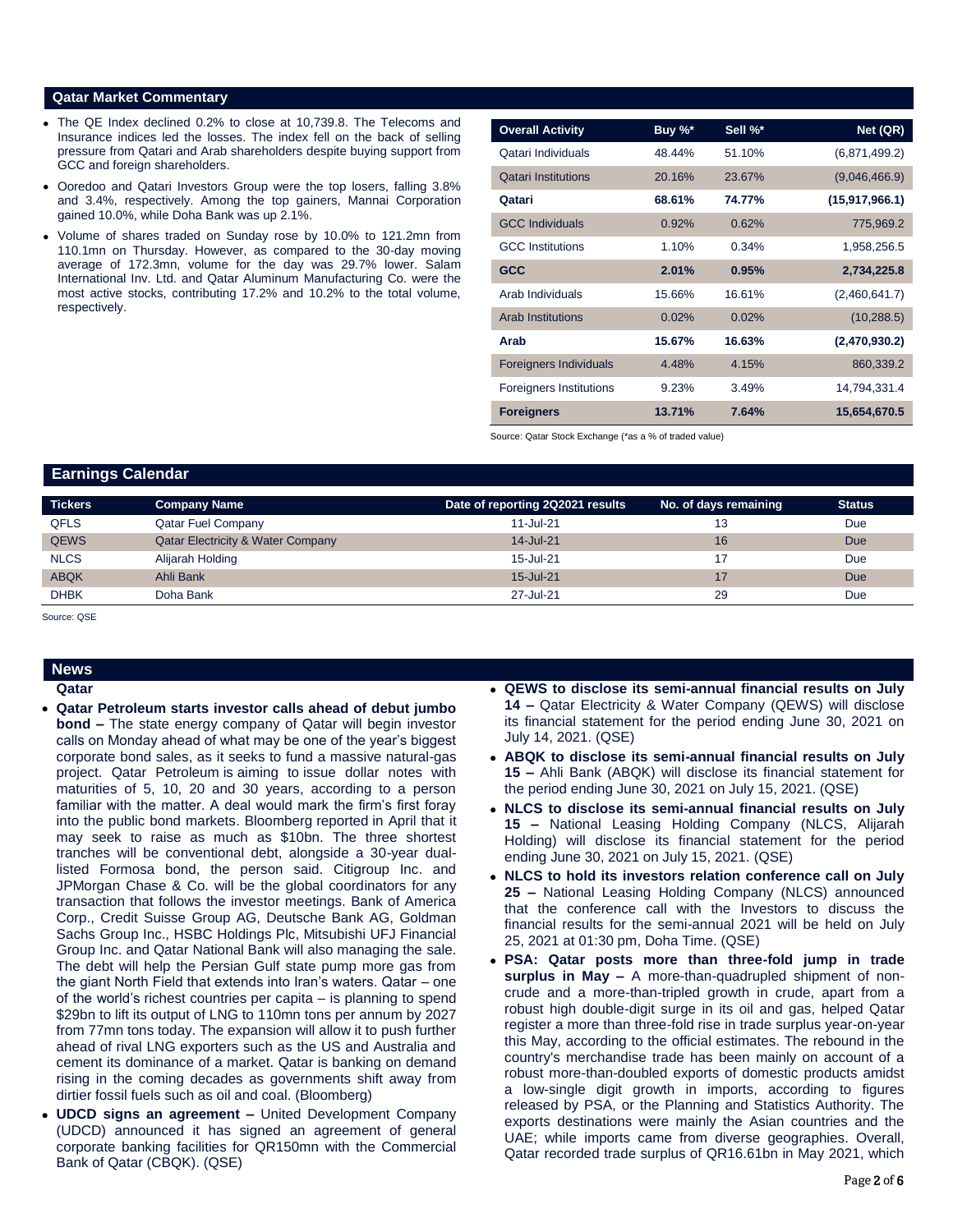## Qatar Market Commentary

- The QE Index declined 0.2% to close at 10,739.8. The Telecoms and Insurance indices led the losses. The index fell on the back of selling pressure from Qatari and Arab shareholders despite buying support from GCC and foreign shareholders.
- Ooredoo and Qatari Investors Group were the top losers, falling 3.8% and 3.4%, respectively. Among the top gainers, Mannai Corporation gained 10.0%, while Doha Bank was up 2.1%.
- Volume of shares traded on Sunday rose by 10.0% to 121.2mn from 110.1mn on Thursday. However, as compared to the 30-day moving average of 172.3mn, volume for the day was 29.7% lower. Salam International Inv. Ltd. and Qatar Aluminum Manufacturing Co. were the most active stocks, contributing 17.2% and 10.2% to the total volume, respectively.

| Overall Activity | Buy %* | Sell %* | Net (QR) |
|---|---|---|---|
| Qatari Individuals | 48.44% | 51.10% | (6,871,499.2) |
| Qatari Institutions | 20.16% | 23.67% | (9,046,466.9) |
| **Qatari** | **68.61%** | **74.77%** | **(15,917,966.1)** |
| GCC Individuals | 0.92% | 0.62% | 775,969.2 |
| GCC Institutions | 1.10% | 0.34% | 1,958,256.5 |
| **GCC** | **2.01%** | **0.95%** | **2,734,225.8** |
| Arab Individuals | 15.66% | 16.61% | (2,460,641.7) |
| Arab Institutions | 0.02% | 0.02% | (10,288.5) |
| **Arab** | **15.67%** | **16.63%** | **(2,470,930.2)** |
| Foreigners Individuals | 4.48% | 4.15% | 860,339.2 |
| Foreigners Institutions | 9.23% | 3.49% | 14,794,331.4 |
| **Foreigners** | **13.71%** | **7.64%** | **15,654,670.5** |

Source: Qatar Stock Exchange (*as a % of traded value)

## Earnings Calendar

| Tickers | Company Name | Date of reporting 2Q2021 results | No. of days remaining | Status |
|---|---|---|---|---|
| QFLS | Qatar Fuel Company | 11-Jul-21 | 13 | Due |
| QEWS | Qatar Electricity & Water Company | 14-Jul-21 | 16 | Due |
| NLCS | Alijarah Holding | 15-Jul-21 | 17 | Due |
| ABQK | Ahli Bank | 15-Jul-21 | 17 | Due |
| DHBK | Doha Bank | 27-Jul-21 | 29 | Due |

Source: QSE

## News

### Qatar

- **Qatar Petroleum starts investor calls ahead of debut jumbo bond –** The state energy company of Qatar will begin investor calls on Monday ahead of what may be one of the year's biggest corporate bond sales, as it seeks to fund a massive natural-gas project. Qatar Petroleum is aiming to issue dollar notes with maturities of 5, 10, 20 and 30 years, according to a person familiar with the matter. A deal would mark the firm's first foray into the public bond markets. Bloomberg reported in April that it may seek to raise as much as $10bn. The three shortest tranches will be conventional debt, alongside a 30-year dual-listed Formosa bond, the person said. Citigroup Inc. and JPMorgan Chase & Co. will be the global coordinators for any transaction that follows the investor meetings. Bank of America Corp., Credit Suisse Group AG, Deutsche Bank AG, Goldman Sachs Group Inc., HSBC Holdings Plc, Mitsubishi UFJ Financial Group Inc. and Qatar National Bank will also managing the sale. The debt will help the Persian Gulf state pump more gas from the giant North Field that extends into Iran's waters. Qatar – one of the world's richest countries per capita – is planning to spend $29bn to lift its output of LNG to 110mn tons per annum by 2027 from 77mn tons today. The expansion will allow it to push further ahead of rival LNG exporters such as the US and Australia and cement its dominance of a market. Qatar is banking on demand rising in the coming decades as governments shift away from dirtier fossil fuels such as oil and coal. (Bloomberg)
- **UDCD signs an agreement –** United Development Company (UDCD) announced it has signed an agreement of general corporate banking facilities for QR150mn with the Commercial Bank of Qatar (CBQK). (QSE)
- **QEWS to disclose its semi-annual financial results on July 14 –** Qatar Electricity & Water Company (QEWS) will disclose its financial statement for the period ending June 30, 2021 on July 14, 2021. (QSE)
- **ABQK to disclose its semi-annual financial results on July 15 –** Ahli Bank (ABQK) will disclose its financial statement for the period ending June 30, 2021 on July 15, 2021. (QSE)
- **NLCS to disclose its semi-annual financial results on July 15 –** National Leasing Holding Company (NLCS, Alijarah Holding) will disclose its financial statement for the period ending June 30, 2021 on July 15, 2021. (QSE)
- **NLCS to hold its investors relation conference call on July 25 –** National Leasing Holding Company (NLCS) announced that the conference call with the Investors to discuss the financial results for the semi-annual 2021 will be held on July 25, 2021 at 01:30 pm, Doha Time. (QSE)
- **PSA: Qatar posts more than three-fold jump in trade surplus in May –** A more-than-quadrupled shipment of non-crude and a more-than-tripled growth in crude, apart from a robust high double-digit surge in its oil and gas, helped Qatar register a more than three-fold rise in trade surplus year-on-year this May, according to the official estimates. The rebound in the country's merchandise trade has been mainly on account of a robust more-than-doubled exports of domestic products amidst a low-single digit growth in imports, according to figures released by PSA, or the Planning and Statistics Authority. The exports destinations were mainly the Asian countries and the UAE; while imports came from diverse geographies. Overall, Qatar recorded trade surplus of QR16.61bn in May 2021, which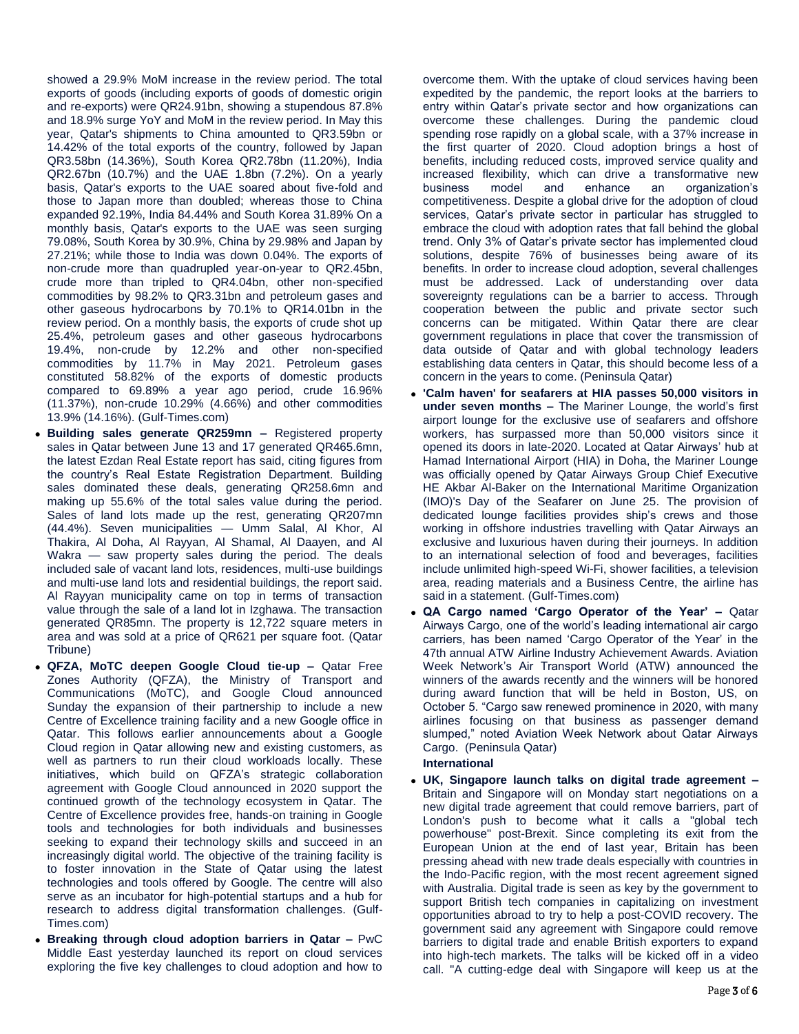showed a 29.9% MoM increase in the review period. The total exports of goods (including exports of goods of domestic origin and re-exports) were QR24.91bn, showing a stupendous 87.8% and 18.9% surge YoY and MoM in the review period. In May this year, Qatar's shipments to China amounted to QR3.59bn or 14.42% of the total exports of the country, followed by Japan QR3.58bn (14.36%), South Korea QR2.78bn (11.20%), India QR2.67bn (10.7%) and the UAE 1.8bn (7.2%). On a yearly basis, Qatar's exports to the UAE soared about five-fold and those to Japan more than doubled; whereas those to China expanded 92.19%, India 84.44% and South Korea 31.89% On a monthly basis, Qatar's exports to the UAE was seen surging 79.08%, South Korea by 30.9%, China by 29.98% and Japan by 27.21%; while those to India was down 0.04%. The exports of non-crude more than quadrupled year-on-year to QR2.45bn, crude more than tripled to QR4.04bn, other non-specified commodities by 98.2% to QR3.31bn and petroleum gases and other gaseous hydrocarbons by 70.1% to QR14.01bn in the review period. On a monthly basis, the exports of crude shot up 25.4%, petroleum gases and other gaseous hydrocarbons 19.4%, non-crude by 12.2% and other non-specified commodities by 11.7% in May 2021. Petroleum gases constituted 58.82% of the exports of domestic products compared to 69.89% a year ago period, crude 16.96% (11.37%), non-crude 10.29% (4.66%) and other commodities 13.9% (14.16%). (Gulf-Times.com)

- **Building sales generate QR259mn –** Registered property sales in Qatar between June 13 and 17 generated QR465.6mn, the latest Ezdan Real Estate report has said, citing figures from the country's Real Estate Registration Department. Building sales dominated these deals, generating QR258.6mn and making up 55.6% of the total sales value during the period. Sales of land lots made up the rest, generating QR207mn (44.4%). Seven municipalities — Umm Salal, Al Khor, Al Thakira, Al Doha, Al Rayyan, Al Shamal, Al Daayen, and Al Wakra — saw property sales during the period. The deals included sale of vacant land lots, residences, multi-use buildings and multi-use land lots and residential buildings, the report said. Al Rayyan municipality came on top in terms of transaction value through the sale of a land lot in Izghawa. The transaction generated QR85mn. The property is 12,722 square meters in area and was sold at a price of QR621 per square foot. (Qatar Tribune)
- **QFZA, MoTC deepen Google Cloud tie-up –** Qatar Free Zones Authority (QFZA), the Ministry of Transport and Communications (MoTC), and Google Cloud announced Sunday the expansion of their partnership to include a new Centre of Excellence training facility and a new Google office in Qatar. This follows earlier announcements about a Google Cloud region in Qatar allowing new and existing customers, as well as partners to run their cloud workloads locally. These initiatives, which build on QFZA's strategic collaboration agreement with Google Cloud announced in 2020 support the continued growth of the technology ecosystem in Qatar. The Centre of Excellence provides free, hands-on training in Google tools and technologies for both individuals and businesses seeking to expand their technology skills and succeed in an increasingly digital world. The objective of the training facility is to foster innovation in the State of Qatar using the latest technologies and tools offered by Google. The centre will also serve as an incubator for high-potential startups and a hub for research to address digital transformation challenges. (Gulf-Times.com)
- **Breaking through cloud adoption barriers in Qatar –** PwC Middle East yesterday launched its report on cloud services exploring the five key challenges to cloud adoption and how to overcome them. With the uptake of cloud services having been expedited by the pandemic, the report looks at the barriers to entry within Qatar's private sector and how organizations can overcome these challenges. During the pandemic cloud spending rose rapidly on a global scale, with a 37% increase in the first quarter of 2020. Cloud adoption brings a host of benefits, including reduced costs, improved service quality and increased flexibility, which can drive a transformative new business model and enhance an organization's competitiveness. Despite a global drive for the adoption of cloud services, Qatar's private sector in particular has struggled to embrace the cloud with adoption rates that fall behind the global trend. Only 3% of Qatar's private sector has implemented cloud solutions, despite 76% of businesses being aware of its benefits. In order to increase cloud adoption, several challenges must be addressed. Lack of understanding over data sovereignty regulations can be a barrier to access. Through cooperation between the public and private sector such concerns can be mitigated. Within Qatar there are clear government regulations in place that cover the transmission of data outside of Qatar and with global technology leaders establishing data centers in Qatar, this should become less of a concern in the years to come. (Peninsula Qatar)
- **'Calm haven' for seafarers at HIA passes 50,000 visitors in under seven months –** The Mariner Lounge, the world's first airport lounge for the exclusive use of seafarers and offshore workers, has surpassed more than 50,000 visitors since it opened its doors in late-2020. Located at Qatar Airways' hub at Hamad International Airport (HIA) in Doha, the Mariner Lounge was officially opened by Qatar Airways Group Chief Executive HE Akbar Al-Baker on the International Maritime Organization (IMO)'s Day of the Seafarer on June 25. The provision of dedicated lounge facilities provides ship's crews and those working in offshore industries travelling with Qatar Airways an exclusive and luxurious haven during their journeys. In addition to an international selection of food and beverages, facilities include unlimited high-speed Wi-Fi, shower facilities, a television area, reading materials and a Business Centre, the airline has said in a statement. (Gulf-Times.com)
- **QA Cargo named 'Cargo Operator of the Year' –** Qatar Airways Cargo, one of the world's leading international air cargo carriers, has been named 'Cargo Operator of the Year' in the 47th annual ATW Airline Industry Achievement Awards. Aviation Week Network's Air Transport World (ATW) announced the winners of the awards recently and the winners will be honored during award function that will be held in Boston, US, on October 5. "Cargo saw renewed prominence in 2020, with many airlines focusing on that business as passenger demand slumped," noted Aviation Week Network about Qatar Airways Cargo. (Peninsula Qatar)

**International**

- **UK, Singapore launch talks on digital trade agreement –** Britain and Singapore will on Monday start negotiations on a new digital trade agreement that could remove barriers, part of London's push to become what it calls a "global tech powerhouse" post-Brexit. Since completing its exit from the European Union at the end of last year, Britain has been pressing ahead with new trade deals especially with countries in the Indo-Pacific region, with the most recent agreement signed with Australia. Digital trade is seen as key by the government to support British tech companies in capitalizing on investment opportunities abroad to try to help a post-COVID recovery. The government said any agreement with Singapore could remove barriers to digital trade and enable British exporters to expand into high-tech markets. The talks will be kicked off in a video call. "A cutting-edge deal with Singapore will keep us at the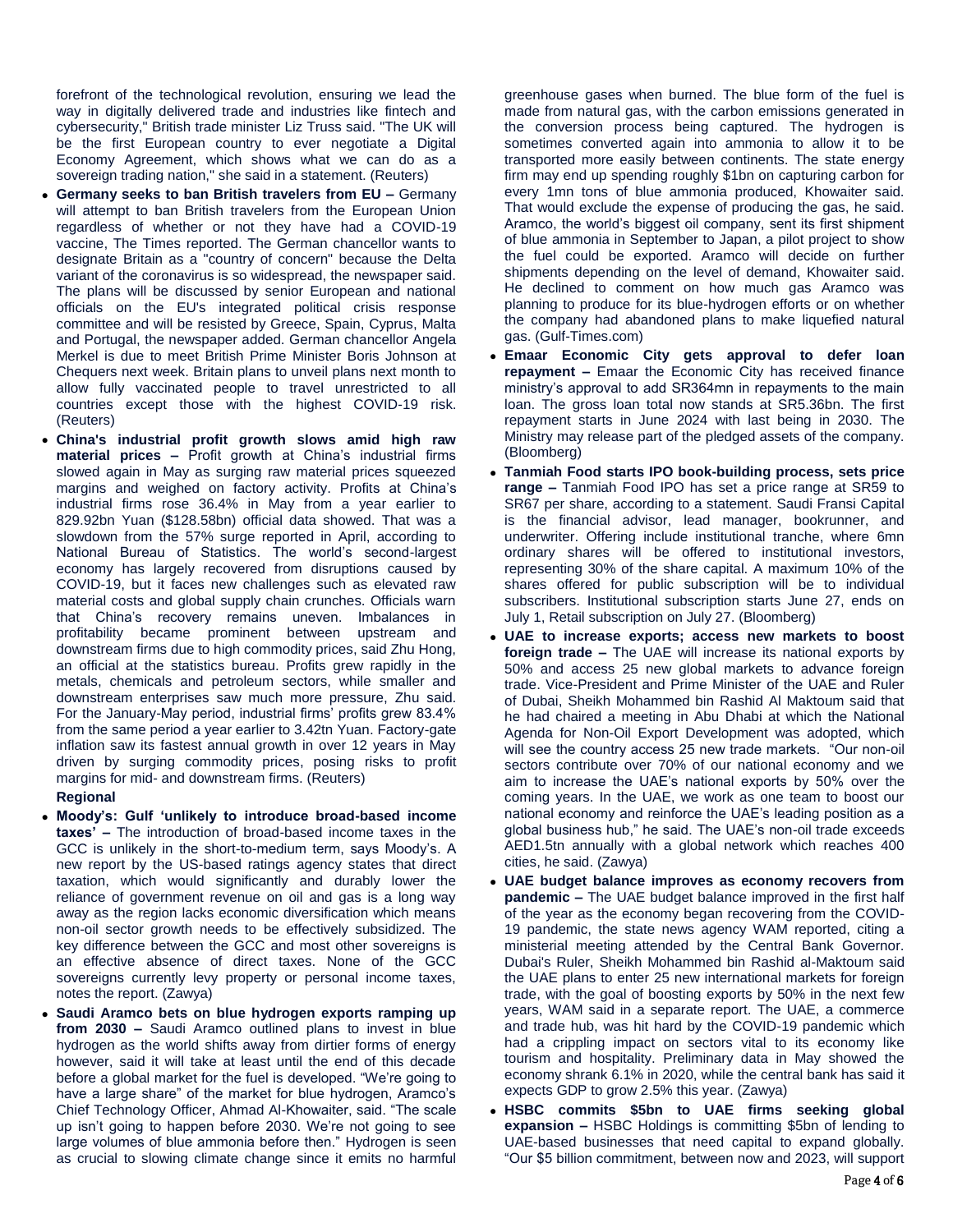forefront of the technological revolution, ensuring we lead the way in digitally delivered trade and industries like fintech and cybersecurity," British trade minister Liz Truss said. "The UK will be the first European country to ever negotiate a Digital Economy Agreement, which shows what we can do as a sovereign trading nation," she said in a statement. (Reuters)

- **Germany seeks to ban British travelers from EU –** Germany will attempt to ban British travelers from the European Union regardless of whether or not they have had a COVID-19 vaccine, The Times reported. The German chancellor wants to designate Britain as a "country of concern" because the Delta variant of the coronavirus is so widespread, the newspaper said. The plans will be discussed by senior European and national officials on the EU's integrated political crisis response committee and will be resisted by Greece, Spain, Cyprus, Malta and Portugal, the newspaper added. German chancellor Angela Merkel is due to meet British Prime Minister Boris Johnson at Chequers next week. Britain plans to unveil plans next month to allow fully vaccinated people to travel unrestricted to all countries except those with the highest COVID-19 risk. (Reuters)
- **China's industrial profit growth slows amid high raw material prices –** Profit growth at China's industrial firms slowed again in May as surging raw material prices squeezed margins and weighed on factory activity. Profits at China's industrial firms rose 36.4% in May from a year earlier to 829.92bn Yuan ($128.58bn) official data showed. That was a slowdown from the 57% surge reported in April, according to National Bureau of Statistics. The world's second-largest economy has largely recovered from disruptions caused by COVID-19, but it faces new challenges such as elevated raw material costs and global supply chain crunches. Officials warn that China's recovery remains uneven. Imbalances in profitability became prominent between upstream and downstream firms due to high commodity prices, said Zhu Hong, an official at the statistics bureau. Profits grew rapidly in the metals, chemicals and petroleum sectors, while smaller and downstream enterprises saw much more pressure, Zhu said. For the January-May period, industrial firms' profits grew 83.4% from the same period a year earlier to 3.42tn Yuan. Factory-gate inflation saw its fastest annual growth in over 12 years in May driven by surging commodity prices, posing risks to profit margins for mid- and downstream firms. (Reuters)

**Regional**

- **Moody's: Gulf 'unlikely to introduce broad-based income taxes' –** The introduction of broad-based income taxes in the GCC is unlikely in the short-to-medium term, says Moody's. A new report by the US-based ratings agency states that direct taxation, which would significantly and durably lower the reliance of government revenue on oil and gas is a long way away as the region lacks economic diversification which means non-oil sector growth needs to be effectively subsidized. The key difference between the GCC and most other sovereigns is an effective absence of direct taxes. None of the GCC sovereigns currently levy property or personal income taxes, notes the report. (Zawya)
- **Saudi Aramco bets on blue hydrogen exports ramping up from 2030 –** Saudi Aramco outlined plans to invest in blue hydrogen as the world shifts away from dirtier forms of energy however, said it will take at least until the end of this decade before a global market for the fuel is developed. "We're going to have a large share" of the market for blue hydrogen, Aramco's Chief Technology Officer, Ahmad Al-Khowaiter, said. "The scale up isn't going to happen before 2030. We're not going to see large volumes of blue ammonia before then." Hydrogen is seen as crucial to slowing climate change since it emits no harmful greenhouse gases when burned. The blue form of the fuel is made from natural gas, with the carbon emissions generated in the conversion process being captured. The hydrogen is sometimes converted again into ammonia to allow it to be transported more easily between continents. The state energy firm may end up spending roughly $1bn on capturing carbon for every 1mn tons of blue ammonia produced, Khowaiter said. That would exclude the expense of producing the gas, he said. Aramco, the world's biggest oil company, sent its first shipment of blue ammonia in September to Japan, a pilot project to show the fuel could be exported. Aramco will decide on further shipments depending on the level of demand, Khowaiter said. He declined to comment on how much gas Aramco was planning to produce for its blue-hydrogen efforts or on whether the company had abandoned plans to make liquefied natural gas. (Gulf-Times.com)
- **Emaar Economic City gets approval to defer loan repayment –** Emaar the Economic City has received finance ministry's approval to add SR364mn in repayments to the main loan. The gross loan total now stands at SR5.36bn. The first repayment starts in June 2024 with last being in 2030. The Ministry may release part of the pledged assets of the company. (Bloomberg)
- **Tanmiah Food starts IPO book-building process, sets price range –** Tanmiah Food IPO has set a price range at SR59 to SR67 per share, according to a statement. Saudi Fransi Capital is the financial advisor, lead manager, bookrunner, and underwriter. Offering include institutional tranche, where 6mn ordinary shares will be offered to institutional investors, representing 30% of the share capital. A maximum 10% of the shares offered for public subscription will be to individual subscribers. Institutional subscription starts June 27, ends on July 1, Retail subscription on July 27. (Bloomberg)
- **UAE to increase exports; access new markets to boost foreign trade –** The UAE will increase its national exports by 50% and access 25 new global markets to advance foreign trade. Vice-President and Prime Minister of the UAE and Ruler of Dubai, Sheikh Mohammed bin Rashid Al Maktoum said that he had chaired a meeting in Abu Dhabi at which the National Agenda for Non-Oil Export Development was adopted, which will see the country access 25 new trade markets. "Our non-oil sectors contribute over 70% of our national economy and we aim to increase the UAE's national exports by 50% over the coming years. In the UAE, we work as one team to boost our national economy and reinforce the UAE's leading position as a global business hub," he said. The UAE's non-oil trade exceeds AED1.5tn annually with a global network which reaches 400 cities, he said. (Zawya)
- **UAE budget balance improves as economy recovers from pandemic –** The UAE budget balance improved in the first half of the year as the economy began recovering from the COVID-19 pandemic, the state news agency WAM reported, citing a ministerial meeting attended by the Central Bank Governor. Dubai's Ruler, Sheikh Mohammed bin Rashid al-Maktoum said the UAE plans to enter 25 new international markets for foreign trade, with the goal of boosting exports by 50% in the next few years, WAM said in a separate report. The UAE, a commerce and trade hub, was hit hard by the COVID-19 pandemic which had a crippling impact on sectors vital to its economy like tourism and hospitality. Preliminary data in May showed the economy shrank 6.1% in 2020, while the central bank has said it expects GDP to grow 2.5% this year. (Zawya)
- **HSBC commits $5bn to UAE firms seeking global expansion –** HSBC Holdings is committing $5bn of lending to UAE-based businesses that need capital to expand globally. "Our $5 billion commitment, between now and 2023, will support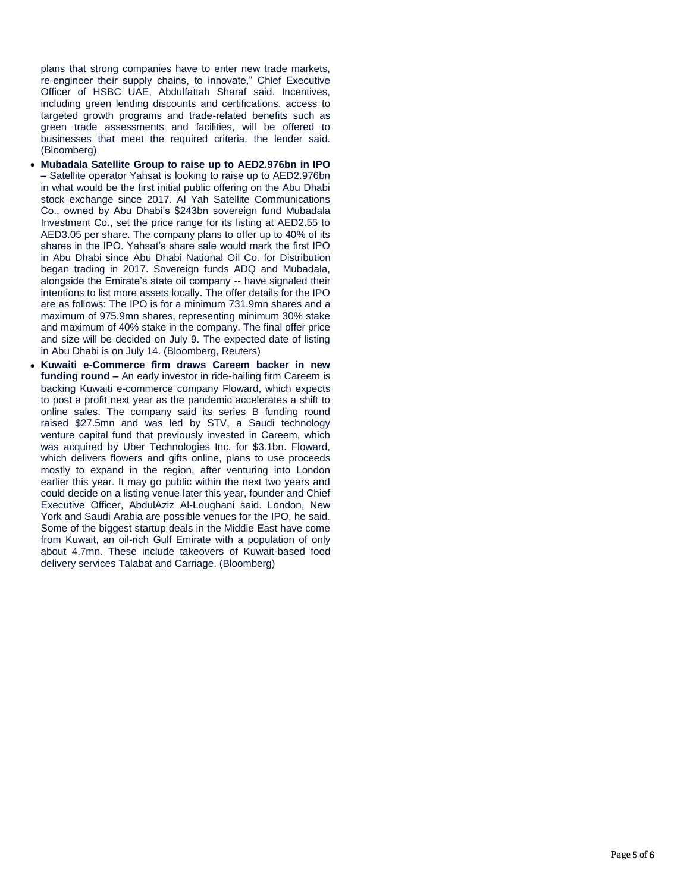plans that strong companies have to enter new trade markets, re-engineer their supply chains, to innovate," Chief Executive Officer of HSBC UAE, Abdulfattah Sharaf said. Incentives, including green lending discounts and certifications, access to targeted growth programs and trade-related benefits such as green trade assessments and facilities, will be offered to businesses that meet the required criteria, the lender said. (Bloomberg)

- **Mubadala Satellite Group to raise up to AED2.976bn in IPO –** Satellite operator Yahsat is looking to raise up to AED2.976bn in what would be the first initial public offering on the Abu Dhabi stock exchange since 2017. Al Yah Satellite Communications Co., owned by Abu Dhabi's $243bn sovereign fund Mubadala Investment Co., set the price range for its listing at AED2.55 to AED3.05 per share. The company plans to offer up to 40% of its shares in the IPO. Yahsat's share sale would mark the first IPO in Abu Dhabi since Abu Dhabi National Oil Co. for Distribution began trading in 2017. Sovereign funds ADQ and Mubadala, alongside the Emirate's state oil company -- have signaled their intentions to list more assets locally. The offer details for the IPO are as follows: The IPO is for a minimum 731.9mn shares and a maximum of 975.9mn shares, representing minimum 30% stake and maximum of 40% stake in the company. The final offer price and size will be decided on July 9. The expected date of listing in Abu Dhabi is on July 14. (Bloomberg, Reuters)
- **Kuwaiti e-Commerce firm draws Careem backer in new funding round –** An early investor in ride-hailing firm Careem is backing Kuwaiti e-commerce company Floward, which expects to post a profit next year as the pandemic accelerates a shift to online sales. The company said its series B funding round raised $27.5mn and was led by STV, a Saudi technology venture capital fund that previously invested in Careem, which was acquired by Uber Technologies Inc. for $3.1bn. Floward, which delivers flowers and gifts online, plans to use proceeds mostly to expand in the region, after venturing into London earlier this year. It may go public within the next two years and could decide on a listing venue later this year, founder and Chief Executive Officer, AbdulAziz Al-Loughani said. London, New York and Saudi Arabia are possible venues for the IPO, he said. Some of the biggest startup deals in the Middle East have come from Kuwait, an oil-rich Gulf Emirate with a population of only about 4.7mn. These include takeovers of Kuwait-based food delivery services Talabat and Carriage. (Bloomberg)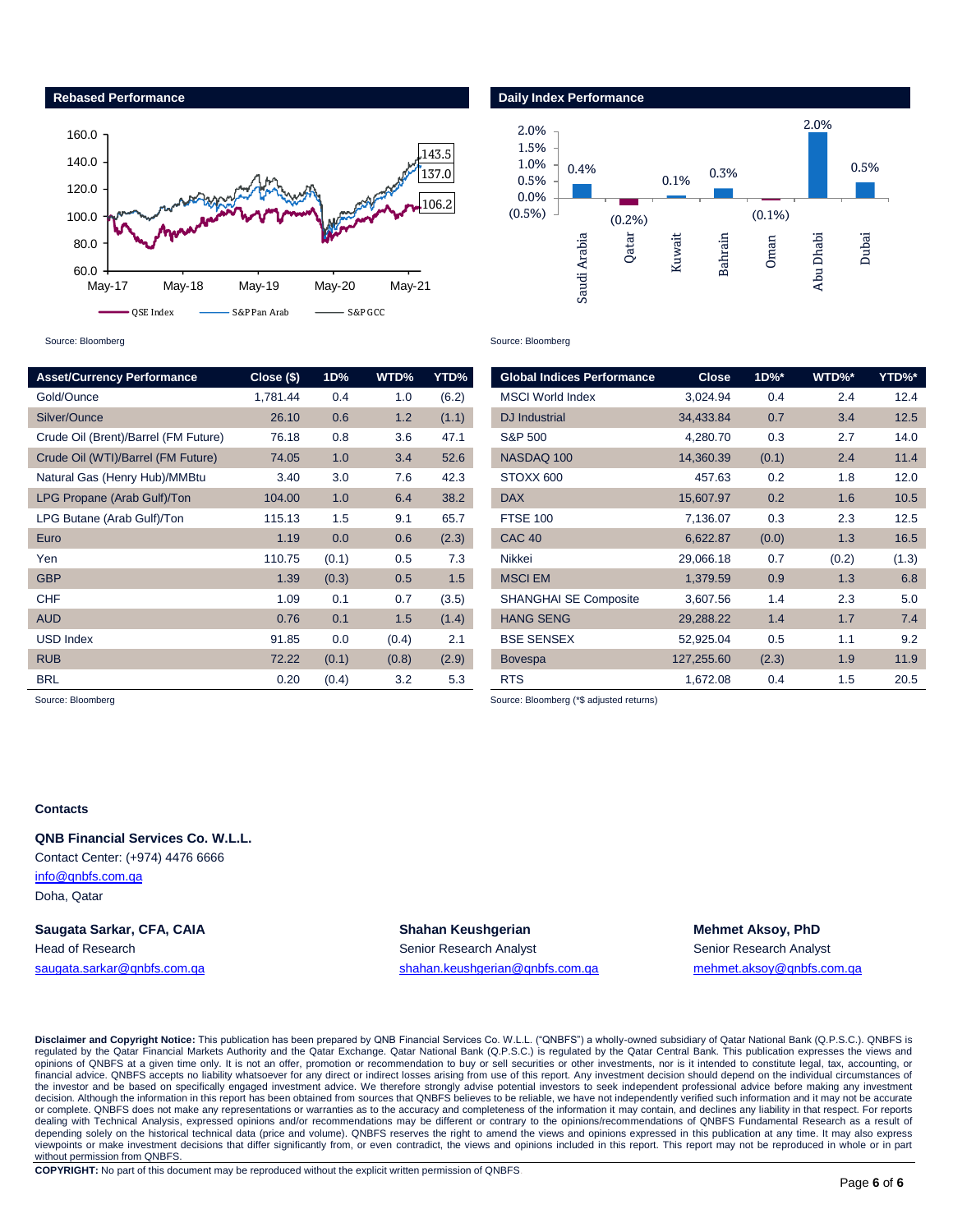### Rebased Performance

160.0
140.0
120.0
100.0
80.0
60.0

May-17 May-18 May-19 May-20 May-21

143.5
137.0
106.2

QSE Index — S&P Pan Arab — S&P GCC

Source: Bloomberg

### Daily Index Performance

2.0%
1.5%
1.0%
0.5%
0.0%
(0.5%)

0.4% (0.2%) 0.1% 0.3% (0.1%) 2.0% 0.5%

Saudi Arabia, Qatar, Kuwait, Bahrain, Oman, Abu Dhabi, Dubai

Source: Bloomberg

| Asset/Currency Performance | Close ($) | 1D% | WTD% | YTD% |
|---|---|---|---|---|
| Gold/Ounce | 1,781.44 | 0.4 | 1.0 | (6.2) |
| Silver/Ounce | 26.10 | 0.6 | 1.2 | (1.1) |
| Crude Oil (Brent)/Barrel (FM Future) | 76.18 | 0.8 | 3.6 | 47.1 |
| Crude Oil (WTI)/Barrel (FM Future) | 74.05 | 1.0 | 3.4 | 52.6 |
| Natural Gas (Henry Hub)/MMBtu | 3.40 | 3.0 | 7.6 | 42.3 |
| LPG Propane (Arab Gulf)/Ton | 104.00 | 1.0 | 6.4 | 38.2 |
| LPG Butane (Arab Gulf)/Ton | 115.13 | 1.5 | 9.1 | 65.7 |
| Euro | 1.19 | 0.0 | 0.6 | (2.3) |
| Yen | 110.75 | (0.1) | 0.5 | 7.3 |
| GBP | 1.39 | (0.3) | 0.5 | 1.5 |
| CHF | 1.09 | 0.1 | 0.7 | (3.5) |
| AUD | 0.76 | 0.1 | 1.5 | (1.4) |
| USD Index | 91.85 | 0.0 | (0.4) | 2.1 |
| RUB | 72.22 | (0.1) | (0.8) | (2.9) |
| BRL | 0.20 | (0.4) | 3.2 | 5.3 |

Source: Bloomberg

| Global Indices Performance | Close | 1D%* | WTD%* | YTD%* |
|---|---|---|---|---|
| MSCI World Index | 3,024.94 | 0.4 | 2.4 | 12.4 |
| DJ Industrial | 34,433.84 | 0.7 | 3.4 | 12.5 |
| S&P 500 | 4,280.70 | 0.3 | 2.7 | 14.0 |
| NASDAQ 100 | 14,360.39 | (0.1) | 2.4 | 11.4 |
| STOXX 600 | 457.63 | 0.2 | 1.8 | 12.0 |
| DAX | 15,607.97 | 0.2 | 1.6 | 10.5 |
| FTSE 100 | 7,136.07 | 0.3 | 2.3 | 12.5 |
| CAC 40 | 6,622.87 | (0.0) | 1.3 | 16.5 |
| Nikkei | 29,066.18 | 0.7 | (0.2) | (1.3) |
| MSCI EM | 1,379.59 | 0.9 | 1.3 | 6.8 |
| SHANGHAI SE Composite | 3,607.56 | 1.4 | 2.3 | 5.0 |
| HANG SENG | 29,288.22 | 1.4 | 1.7 | 7.4 |
| BSE SENSEX | 52,925.04 | 0.5 | 1.1 | 9.2 |
| Bovespa | 127,255.60 | (2.3) | 1.9 | 11.9 |
| RTS | 1,672.08 | 0.4 | 1.5 | 20.5 |

Source: Bloomberg (*$ adjusted returns)

**Contacts**

**QNB Financial Services Co. W.L.L.**
Contact Center: (+974) 4476 6666
info@qnbfs.com.qa
Doha, Qatar

**Saugata Sarkar, CFA, CAIA**
Head of Research
saugata.sarkar@qnbfs.com.qa

**Shahan Keushgerian**
Senior Research Analyst
shahan.keushgerian@qnbfs.com.qa

**Mehmet Aksoy, PhD**
Senior Research Analyst
mehmet.aksoy@qnbfs.com.qa

**Disclaimer and Copyright Notice:** This publication has been prepared by QNB Financial Services Co. W.L.L. ("QNBFS") a wholly-owned subsidiary of Qatar National Bank (Q.P.S.C.). QNBFS is regulated by the Qatar Financial Markets Authority and the Qatar Exchange. Qatar National Bank (Q.P.S.C.) is regulated by the Qatar Central Bank. This publication expresses the views and opinions of QNBFS at a given time only. It is not an offer, promotion or recommendation to buy or sell securities or other investments, nor is it intended to constitute legal, tax, accounting, or financial advice. QNBFS accepts no liability whatsoever for any direct or indirect losses arising from use of this report. Any investment decision should depend on the individual circumstances of the investor and be based on specifically engaged investment advice. We therefore strongly advise potential investors to seek independent professional advice before making any investment decision. Although the information in this report has been obtained from sources that QNBFS believes to be reliable, we have not independently verified such information and it may not be accurate or complete. QNBFS does not make any representations or warranties as to the accuracy and completeness of the information it may contain, and declines any liability in that respect. For reports dealing with Technical Analysis, expressed opinions and/or recommendations may be different or contrary to the opinions/recommendations of QNBFS Fundamental Research as a result of depending solely on the historical technical data (price and volume). QNBFS reserves the right to amend the views and opinions expressed in this publication at any time. It may also express viewpoints or make investment decisions that differ significantly from, or even contradict, the views and opinions included in this report. This report may not be reproduced in whole or in part without permission from QNBFS.

**COPYRIGHT:** No part of this document may be reproduced without the explicit written permission of QNBFS.